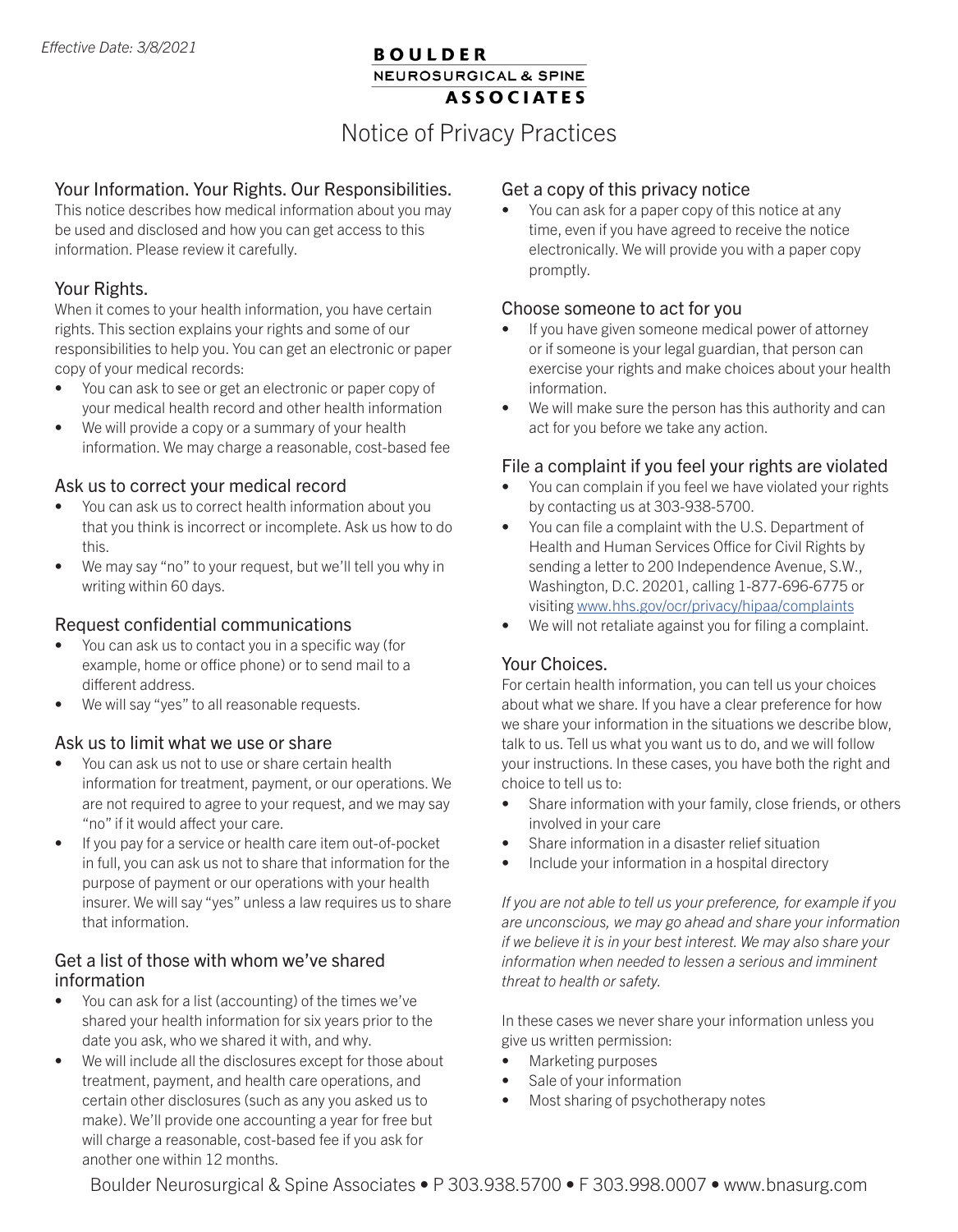*Effective Date: 3/8/2021*

**BOULDER**
**NEUROSURGICAL & SPINE**
**ASSOCIATES**

# Notice of Privacy Practices

## Your Information. Your Rights. Our Responsibilities.

This notice describes how medical information about you may be used and disclosed and how you can get access to this information. Please review it carefully.

## Your Rights.

When it comes to your health information, you have certain rights. This section explains your rights and some of our responsibilities to help you. You can get an electronic or paper copy of your medical records:

- You can ask to see or get an electronic or paper copy of your medical health record and other health information
- We will provide a copy or a summary of your health information. We may charge a reasonable, cost-based fee

### Ask us to correct your medical record

- You can ask us to correct health information about you that you think is incorrect or incomplete. Ask us how to do this.
- We may say "no" to your request, but we'll tell you why in writing within 60 days.

### Request confidential communications

- You can ask us to contact you in a specific way (for example, home or office phone) or to send mail to a different address.
- We will say "yes" to all reasonable requests.

### Ask us to limit what we use or share

- You can ask us not to use or share certain health information for treatment, payment, or our operations. We are not required to agree to your request, and we may say "no" if it would affect your care.
- If you pay for a service or health care item out-of-pocket in full, you can ask us not to share that information for the purpose of payment or our operations with your health insurer. We will say "yes" unless a law requires us to share that information.

### Get a list of those with whom we've shared information

- You can ask for a list (accounting) of the times we've shared your health information for six years prior to the date you ask, who we shared it with, and why.
- We will include all the disclosures except for those about treatment, payment, and health care operations, and certain other disclosures (such as any you asked us to make). We'll provide one accounting a year for free but will charge a reasonable, cost-based fee if you ask for another one within 12 months.

### Get a copy of this privacy notice

- You can ask for a paper copy of this notice at any time, even if you have agreed to receive the notice electronically. We will provide you with a paper copy promptly.

### Choose someone to act for you

- If you have given someone medical power of attorney or if someone is your legal guardian, that person can exercise your rights and make choices about your health information.
- We will make sure the person has this authority and can act for you before we take any action.

### File a complaint if you feel your rights are violated

- You can complain if you feel we have violated your rights by contacting us at 303-938-5700.
- You can file a complaint with the U.S. Department of Health and Human Services Office for Civil Rights by sending a letter to 200 Independence Avenue, S.W., Washington, D.C. 20201, calling 1-877-696-6775 or visiting www.hhs.gov/ocr/privacy/hipaa/complaints
- We will not retaliate against you for filing a complaint.

## Your Choices.

For certain health information, you can tell us your choices about what we share. If you have a clear preference for how we share your information in the situations we describe blow, talk to us. Tell us what you want us to do, and we will follow your instructions. In these cases, you have both the right and choice to tell us to:

- Share information with your family, close friends, or others involved in your care
- Share information in a disaster relief situation
- Include your information in a hospital directory

*If you are not able to tell us your preference, for example if you are unconscious, we may go ahead and share your information if we believe it is in your best interest. We may also share your information when needed to lessen a serious and imminent threat to health or safety.*

In these cases we never share your information unless you give us written permission:

- Marketing purposes
- Sale of your information
- Most sharing of psychotherapy notes

Boulder Neurosurgical & Spine Associates • P 303.938.5700 • F 303.998.0007 • www.bnasurg.com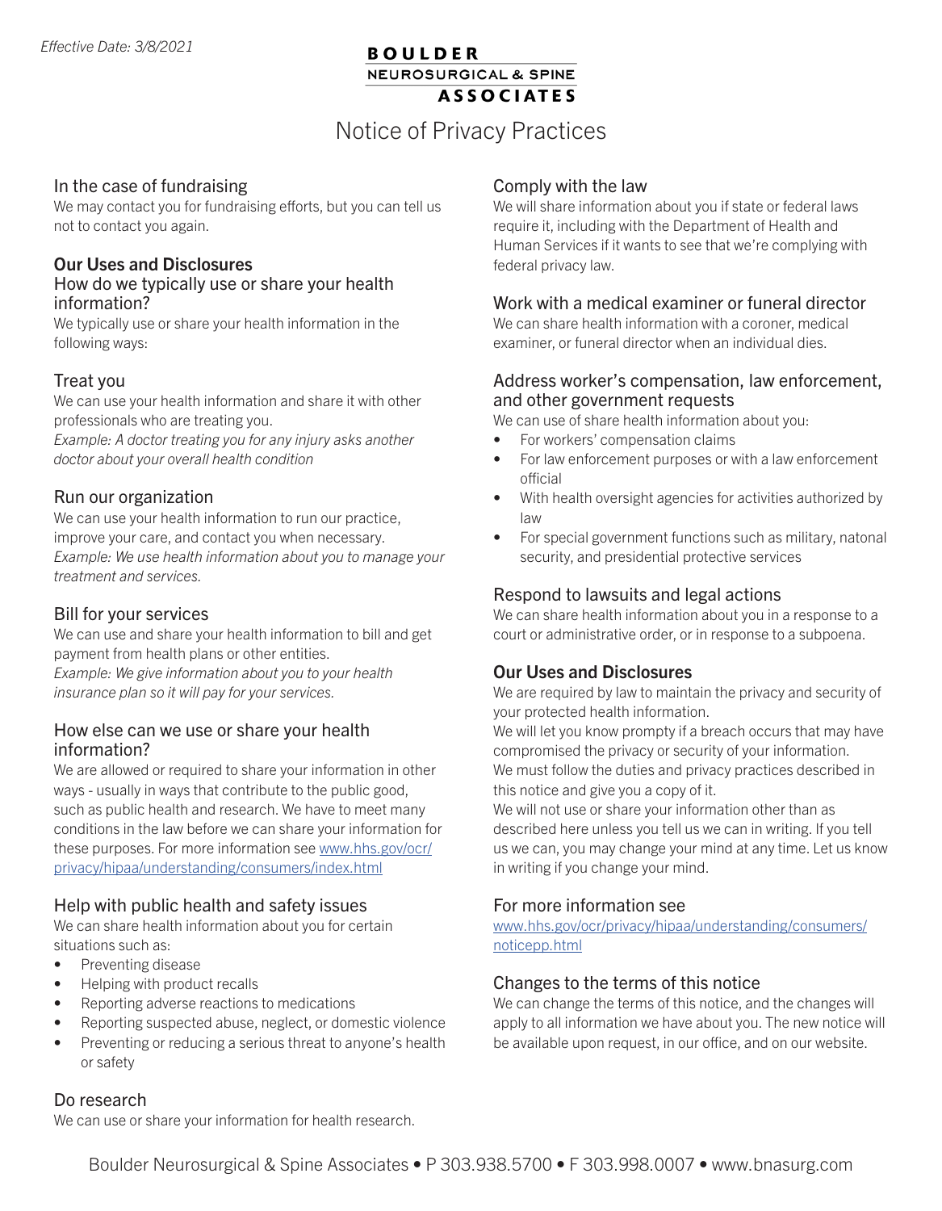Effective Date: 3/8/2021

**BOULDER NEUROSURGICAL & SPINE ASSOCIATES**

# Notice of Privacy Practices

### In the case of fundraising

We may contact you for fundraising efforts, but you can tell us not to contact you again.

## Our Uses and Disclosures

### How do we typically use or share your health information?

We typically use or share your health information in the following ways:

### Treat you

We can use your health information and share it with other professionals who are treating you.

*Example: A doctor treating you for any injury asks another doctor about your overall health condition*

### Run our organization

We can use your health information to run our practice, improve your care, and contact you when necessary.

*Example: We use health information about you to manage your treatment and services.*

### Bill for your services

We can use and share your health information to bill and get payment from health plans or other entities.

*Example: We give information about you to your health insurance plan so it will pay for your services.*

### How else can we use or share your health information?

We are allowed or required to share your information in other ways - usually in ways that contribute to the public good, such as public health and research. We have to meet many conditions in the law before we can share your information for these purposes. For more information see www.hhs.gov/ocr/privacy/hipaa/understanding/consumers/index.html

### Help with public health and safety issues

We can share health information about you for certain situations such as:

- Preventing disease
- Helping with product recalls
- Reporting adverse reactions to medications
- Reporting suspected abuse, neglect, or domestic violence
- Preventing or reducing a serious threat to anyone's health or safety

### Do research

We can use or share your information for health research.

### Comply with the law

We will share information about you if state or federal laws require it, including with the Department of Health and Human Services if it wants to see that we're complying with federal privacy law.

### Work with a medical examiner or funeral director

We can share health information with a coroner, medical examiner, or funeral director when an individual dies.

### Address worker's compensation, law enforcement, and other government requests

We can use of share health information about you:

- For workers' compensation claims
- For law enforcement purposes or with a law enforcement official
- With health oversight agencies for activities authorized by law
- For special government functions such as military, natonal security, and presidential protective services

### Respond to lawsuits and legal actions

We can share health information about you in a response to a court or administrative order, or in response to a subpoena.

## Our Uses and Disclosures

We are required by law to maintain the privacy and security of your protected health information.

We will let you know promptly if a breach occurs that may have compromised the privacy or security of your information.

We must follow the duties and privacy practices described in this notice and give you a copy of it.

We will not use or share your information other than as described here unless you tell us we can in writing. If you tell us we can, you may change your mind at any time. Let us know in writing if you change your mind.

### For more information see

www.hhs.gov/ocr/privacy/hipaa/understanding/consumers/noticepp.html

### Changes to the terms of this notice

We can change the terms of this notice, and the changes will apply to all information we have about you. The new notice will be available upon request, in our office, and on our website.

Boulder Neurosurgical & Spine Associates • P 303.938.5700 • F 303.998.0007 • www.bnasurg.com